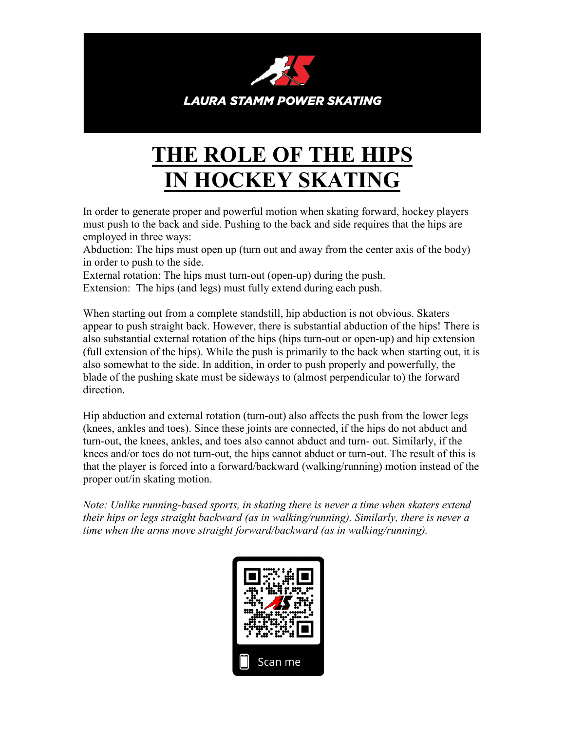LAURA STAMM POWER SKATING

# THE ROLE OF THE HIPS IN HOCKEY SKATING

In order to generate proper and powerful motion when skating forward, hockey players must push to the back and side. Pushing to the back and side requires that the hips are employed in three ways:

Abduction: The hips must open up (turn out and away from the center axis of the body) in order to push to the side.

External rotation: The hips must turn-out (open-up) during the push.

Extension: The hips (and legs) must fully extend during each push.

When starting out from a complete standstill, hip abduction is not obvious. Skaters appear to push straight back. However, there is substantial abduction of the hips! There is also substantial external rotation of the hips (hips turn-out or open-up) and hip extension (full extension of the hips). While the push is primarily to the back when starting out, it is also somewhat to the side. In addition, in order to push properly and powerfully, the blade of the pushing skate must be sideways to (almost perpendicular to) the forward direction.

Hip abduction and external rotation (turn-out) also affects the push from the lower legs (knees, ankles and toes). Since these joints are connected, if the hips do not abduct and turn-out, the knees, ankles, and toes also cannot abduct and turn- out. Similarly, if the knees and/or toes do not turn-out, the hips cannot abduct or turn-out. The result of this is that the player is forced into a forward/backward (walking/running) motion instead of the proper out/in skating motion.

*Note: Unlike running-based sports, in skating there is never a time when skaters extend their hips or legs straight backward (as in walking/running). Similarly, there is never a time when the arms move straight forward/backward (as in walking/running).*

Scan me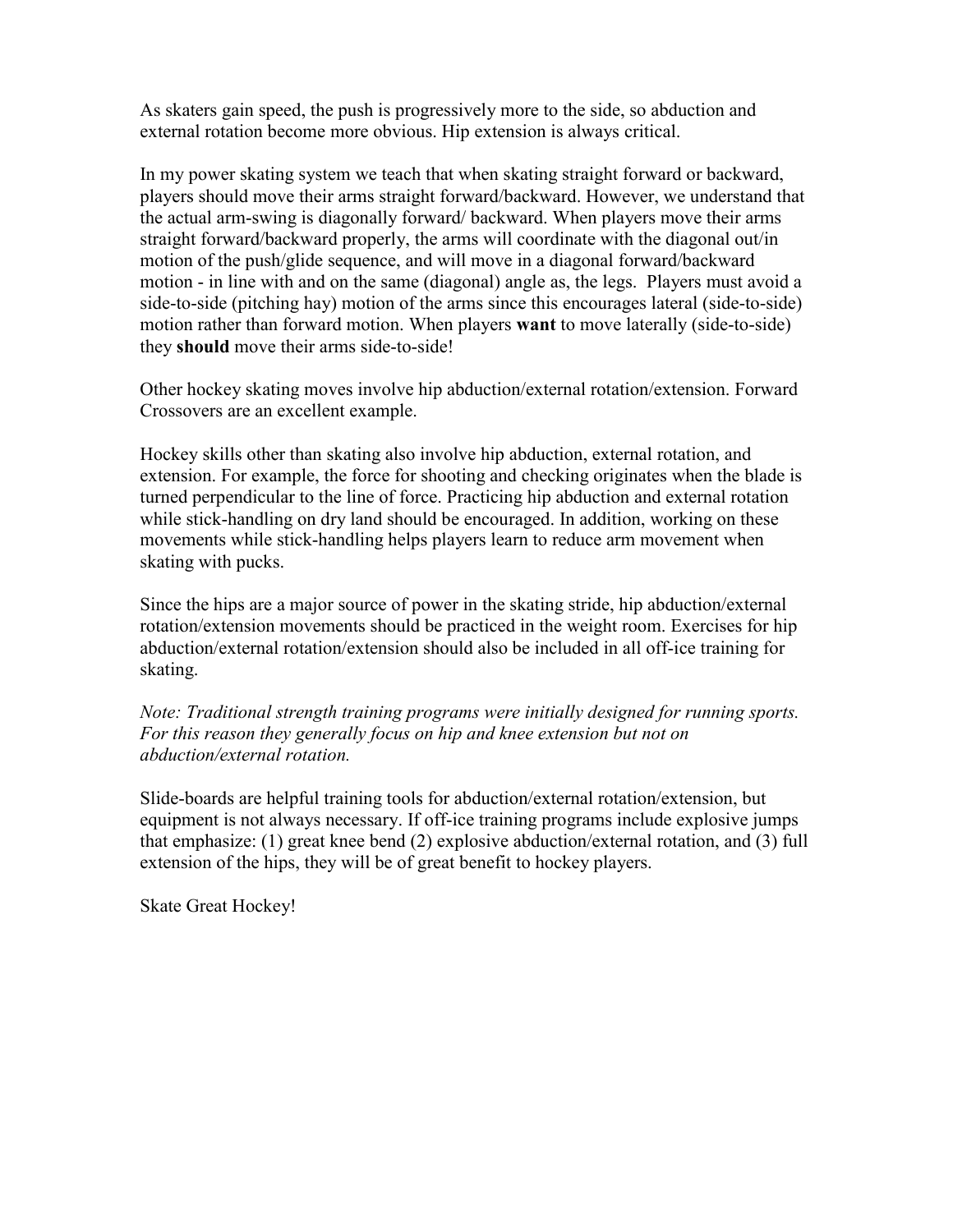As skaters gain speed, the push is progressively more to the side, so abduction and external rotation become more obvious. Hip extension is always critical.

In my power skating system we teach that when skating straight forward or backward, players should move their arms straight forward/backward. However, we understand that the actual arm-swing is diagonally forward/ backward. When players move their arms straight forward/backward properly, the arms will coordinate with the diagonal out/in motion of the push/glide sequence, and will move in a diagonal forward/backward motion - in line with and on the same (diagonal) angle as, the legs. Players must avoid a side-to-side (pitching hay) motion of the arms since this encourages lateral (side-to-side) motion rather than forward motion. When players **want** to move laterally (side-to-side) they **should** move their arms side-to-side!

Other hockey skating moves involve hip abduction/external rotation/extension. Forward Crossovers are an excellent example.

Hockey skills other than skating also involve hip abduction, external rotation, and extension. For example, the force for shooting and checking originates when the blade is turned perpendicular to the line of force. Practicing hip abduction and external rotation while stick-handling on dry land should be encouraged. In addition, working on these movements while stick-handling helps players learn to reduce arm movement when skating with pucks.

Since the hips are a major source of power in the skating stride, hip abduction/external rotation/extension movements should be practiced in the weight room. Exercises for hip abduction/external rotation/extension should also be included in all off-ice training for skating.

*Note: Traditional strength training programs were initially designed for running sports. For this reason they generally focus on hip and knee extension but not on abduction/external rotation.*

Slide-boards are helpful training tools for abduction/external rotation/extension, but equipment is not always necessary. If off-ice training programs include explosive jumps that emphasize: (1) great knee bend (2) explosive abduction/external rotation, and (3) full extension of the hips, they will be of great benefit to hockey players.

Skate Great Hockey!